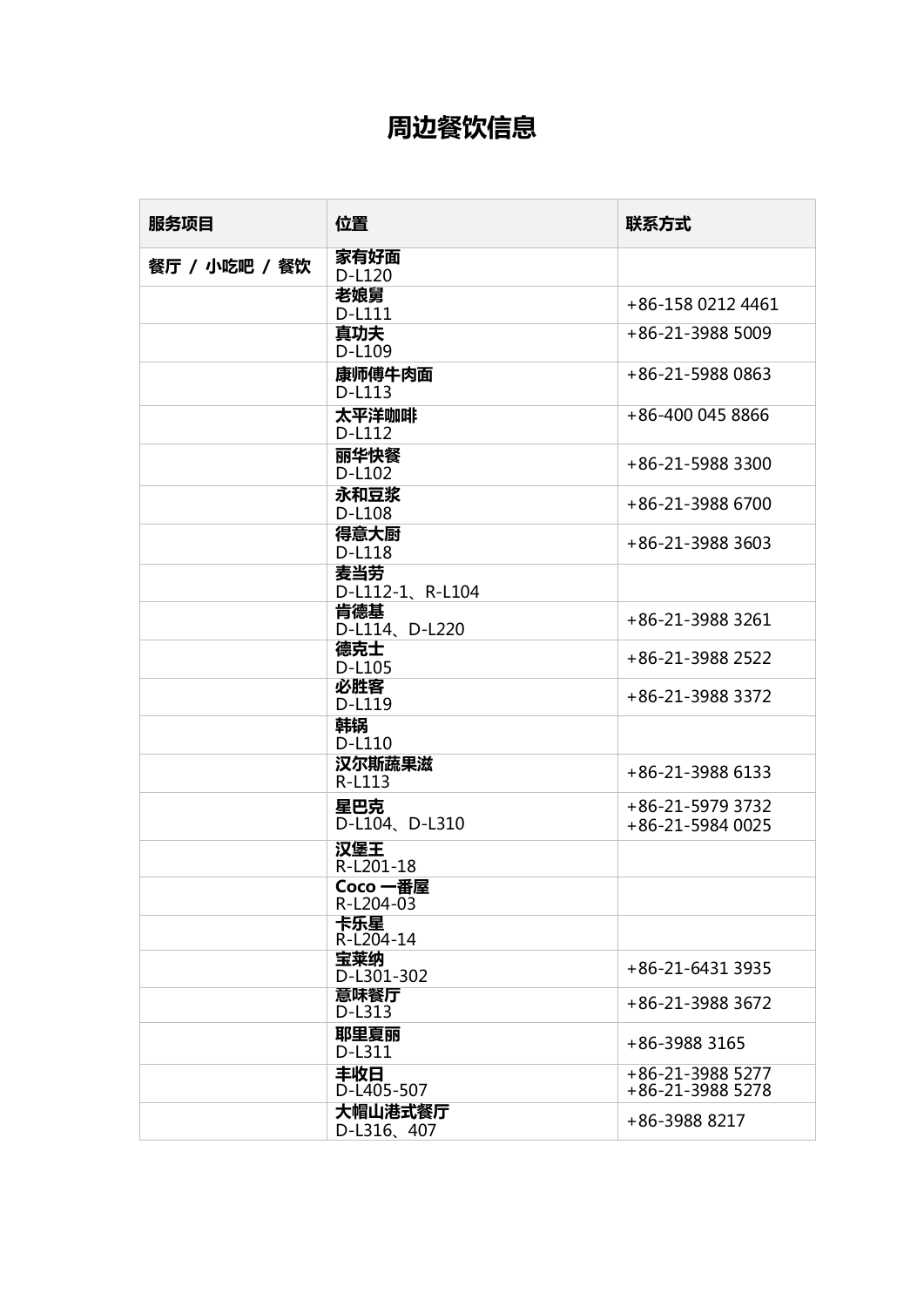# 周边餐饮信息

| 服务项目 | 位置 | 联系方式 |
| --- | --- | --- |
| **餐厅 / 小吃吧 / 餐饮** | **家有好面**<br>D-L120 | |
| | **老娘舅**<br>D-L111 | +86-158 0212 4461 |
| | **真功夫**<br>D-L109 | +86-21-3988 5009 |
| | **康师傅牛肉面**<br>D-L113 | +86-21-5988 0863 |
| | **太平洋咖啡**<br>D-L112 | +86-400 045 8866 |
| | **丽华快餐**<br>D-L102 | +86-21-5988 3300 |
| | **永和豆浆**<br>D-L108 | +86-21-3988 6700 |
| | **得意大厨**<br>D-L118 | +86-21-3988 3603 |
| | **麦当劳**<br>D-L112-1、R-L104 | |
| | **肯德基**<br>D-L114、D-L220 | +86-21-3988 3261 |
| | **德克士**<br>D-L105 | +86-21-3988 2522 |
| | **必胜客**<br>D-L119 | +86-21-3988 3372 |
| | **韩锅**<br>D-L110 | |
| | **汉尔斯蔬果滋**<br>R-L113 | +86-21-3988 6133 |
| | **星巴克**<br>D-L104、D-L310 | +86-21-5979 3732<br>+86-21-5984 0025 |
| | **汉堡王**<br>R-L201-18 | |
| | **Coco 一番屋**<br>R-L204-03 | |
| | **卡乐星**<br>R-L204-14 | |
| | **宝莱纳**<br>D-L301-302 | +86-21-6431 3935 |
| | **意味餐厅**<br>D-L313 | +86-21-3988 3672 |
| | **耶里夏丽**<br>D-L311 | +86-3988 3165 |
| | **丰收日**<br>D-L405-507 | +86-21-3988 5277<br>+86-21-3988 5278 |
| | **大帽山港式餐厅**<br>D-L316、407 | +86-3988 8217 |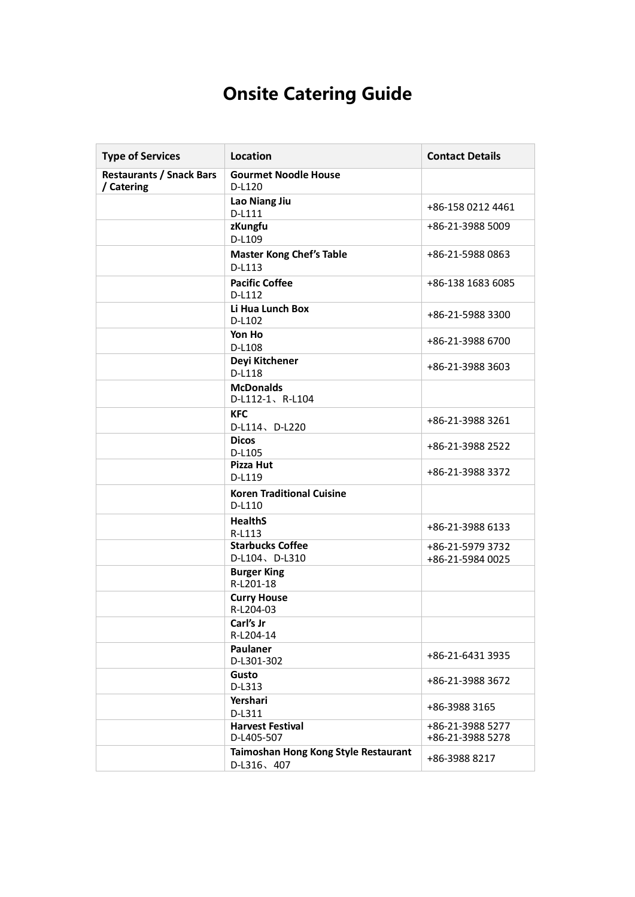# Onsite Catering Guide

| Type of Services | Location | Contact Details |
| --- | --- | --- |
| **Restaurants / Snack Bars / Catering** | **Gourmet Noodle House**<br>D-L120 | |
| | **Lao Niang Jiu**<br>D-L111 | +86-158 0212 4461 |
| | **zKungfu**<br>D-L109 | +86-21-3988 5009 |
| | **Master Kong Chef's Table**<br>D-L113 | +86-21-5988 0863 |
| | **Pacific Coffee**<br>D-L112 | +86-138 1683 6085 |
| | **Li Hua Lunch Box**<br>D-L102 | +86-21-5988 3300 |
| | **Yon Ho**<br>D-L108 | +86-21-3988 6700 |
| | **Deyi Kitchener**<br>D-L118 | +86-21-3988 3603 |
| | **McDonalds**<br>D-L112-1、R-L104 | |
| | **KFC**<br>D-L114、D-L220 | +86-21-3988 3261 |
| | **Dicos**<br>D-L105 | +86-21-3988 2522 |
| | **Pizza Hut**<br>D-L119 | +86-21-3988 3372 |
| | **Koren Traditional Cuisine**<br>D-L110 | |
| | **HealthS**<br>R-L113 | +86-21-3988 6133 |
| | **Starbucks Coffee**<br>D-L104、D-L310 | +86-21-5979 3732<br>+86-21-5984 0025 |
| | **Burger King**<br>R-L201-18 | |
| | **Curry House**<br>R-L204-03 | |
| | **Carl's Jr**<br>R-L204-14 | |
| | **Paulaner**<br>D-L301-302 | +86-21-6431 3935 |
| | **Gusto**<br>D-L313 | +86-21-3988 3672 |
| | **Yershari**<br>D-L311 | +86-3988 3165 |
| | **Harvest Festival**<br>D-L405-507 | +86-21-3988 5277<br>+86-21-3988 5278 |
| | **Taimoshan Hong Kong Style Restaurant**<br>D-L316、407 | +86-3988 8217 |